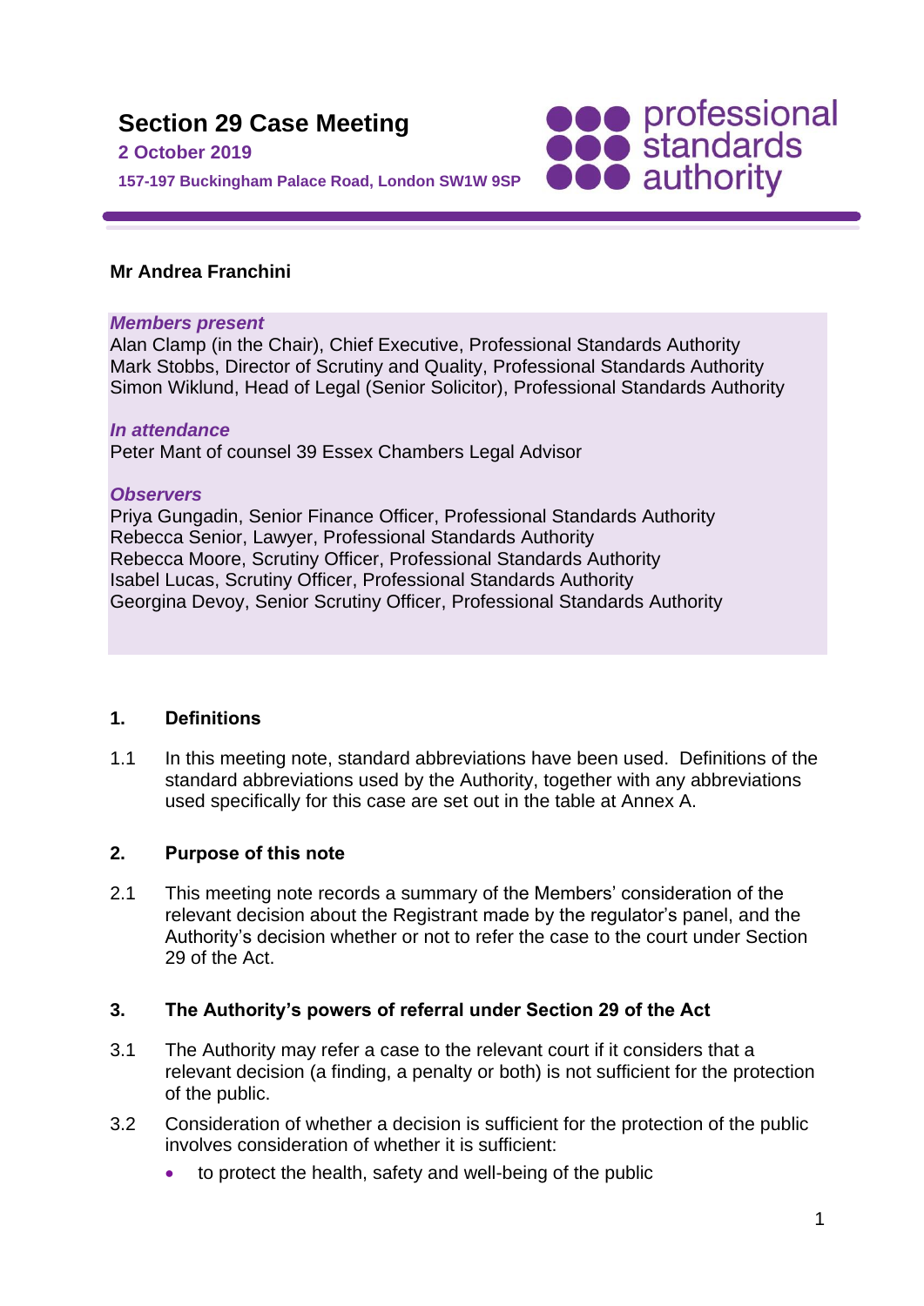# Section 29 Case Meeting

**2 October 2019**

**157-197 Buckingham Palace Road, London SW1W 9SP**

professional standards authority

**Mr Andrea Franchini**

***Members present***

Alan Clamp (in the Chair), Chief Executive, Professional Standards Authority
Mark Stobbs, Director of Scrutiny and Quality, Professional Standards Authority
Simon Wiklund, Head of Legal (Senior Solicitor), Professional Standards Authority

***In attendance***

Peter Mant of counsel 39 Essex Chambers Legal Advisor

***Observers***

Priya Gungadin, Senior Finance Officer, Professional Standards Authority
Rebecca Senior, Lawyer, Professional Standards Authority
Rebecca Moore, Scrutiny Officer, Professional Standards Authority
Isabel Lucas, Scrutiny Officer, Professional Standards Authority
Georgina Devoy, Senior Scrutiny Officer, Professional Standards Authority

## 1. Definitions

1.1 In this meeting note, standard abbreviations have been used. Definitions of the standard abbreviations used by the Authority, together with any abbreviations used specifically for this case are set out in the table at Annex A.

## 2. Purpose of this note

2.1 This meeting note records a summary of the Members' consideration of the relevant decision about the Registrant made by the regulator's panel, and the Authority's decision whether or not to refer the case to the court under Section 29 of the Act.

## 3. The Authority's powers of referral under Section 29 of the Act

3.1 The Authority may refer a case to the relevant court if it considers that a relevant decision (a finding, a penalty or both) is not sufficient for the protection of the public.

3.2 Consideration of whether a decision is sufficient for the protection of the public involves consideration of whether it is sufficient:

- to protect the health, safety and well-being of the public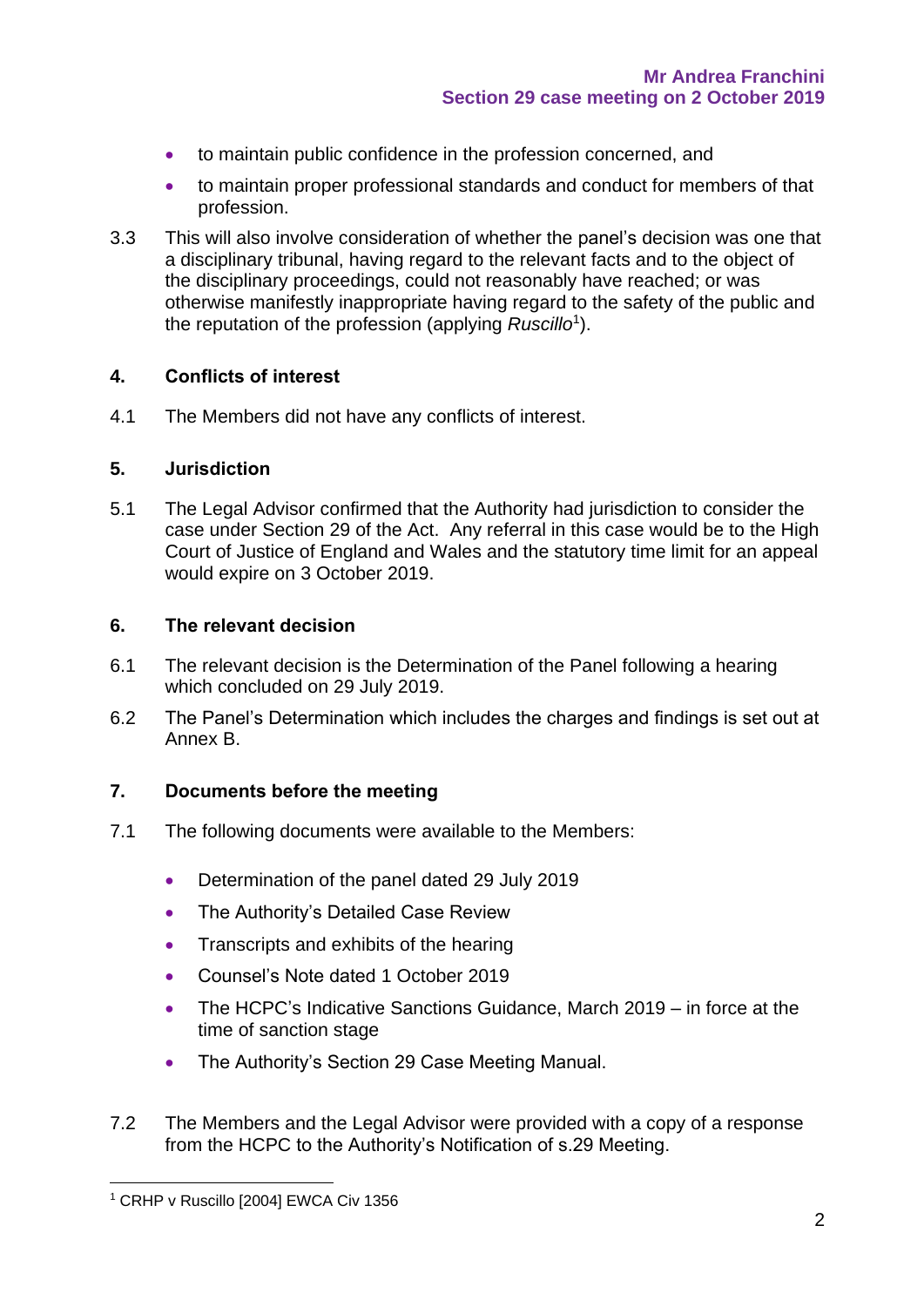- to maintain public confidence in the profession concerned, and
- to maintain proper professional standards and conduct for members of that profession.

3.3 This will also involve consideration of whether the panel's decision was one that a disciplinary tribunal, having regard to the relevant facts and to the object of the disciplinary proceedings, could not reasonably have reached; or was otherwise manifestly inappropriate having regard to the safety of the public and the reputation of the profession (applying *Ruscillo*[1]).

## 4. Conflicts of interest

4.1 The Members did not have any conflicts of interest.

## 5. Jurisdiction

5.1 The Legal Advisor confirmed that the Authority had jurisdiction to consider the case under Section 29 of the Act. Any referral in this case would be to the High Court of Justice of England and Wales and the statutory time limit for an appeal would expire on 3 October 2019.

## 6. The relevant decision

6.1 The relevant decision is the Determination of the Panel following a hearing which concluded on 29 July 2019.

6.2 The Panel's Determination which includes the charges and findings is set out at Annex B.

## 7. Documents before the meeting

7.1 The following documents were available to the Members:

- Determination of the panel dated 29 July 2019
- The Authority's Detailed Case Review
- Transcripts and exhibits of the hearing
- Counsel's Note dated 1 October 2019
- The HCPC's Indicative Sanctions Guidance, March 2019 – in force at the time of sanction stage
- The Authority's Section 29 Case Meeting Manual.

7.2 The Members and the Legal Advisor were provided with a copy of a response from the HCPC to the Authority's Notification of s.29 Meeting.

[1] CRHP v Ruscillo [2004] EWCA Civ 1356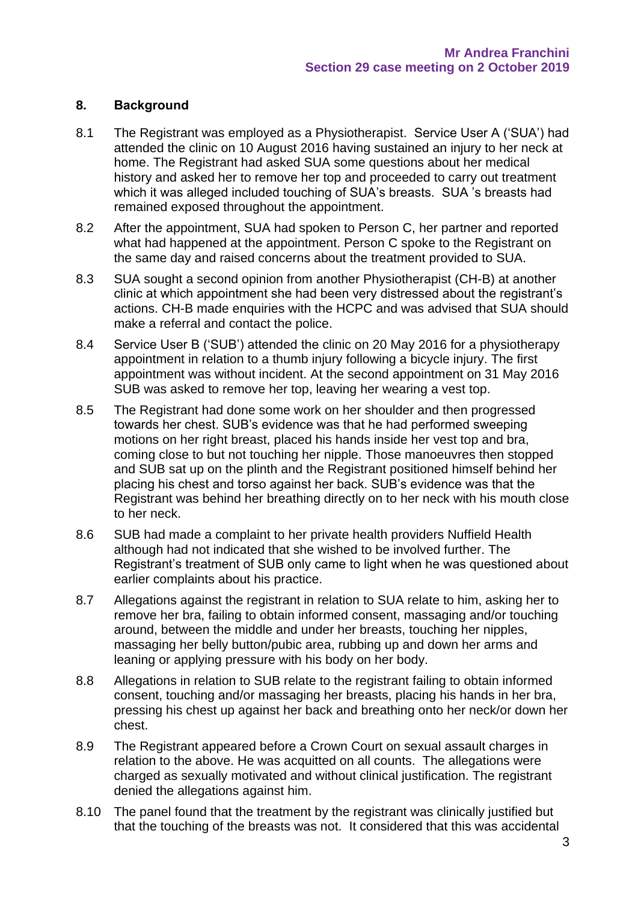## 8. Background

8.1 The Registrant was employed as a Physiotherapist. Service User A ('SUA') had attended the clinic on 10 August 2016 having sustained an injury to her neck at home. The Registrant had asked SUA some questions about her medical history and asked her to remove her top and proceeded to carry out treatment which it was alleged included touching of SUA's breasts. SUA 's breasts had remained exposed throughout the appointment.

8.2 After the appointment, SUA had spoken to Person C, her partner and reported what had happened at the appointment. Person C spoke to the Registrant on the same day and raised concerns about the treatment provided to SUA.

8.3 SUA sought a second opinion from another Physiotherapist (CH-B) at another clinic at which appointment she had been very distressed about the registrant's actions. CH-B made enquiries with the HCPC and was advised that SUA should make a referral and contact the police.

8.4 Service User B ('SUB') attended the clinic on 20 May 2016 for a physiotherapy appointment in relation to a thumb injury following a bicycle injury. The first appointment was without incident. At the second appointment on 31 May 2016 SUB was asked to remove her top, leaving her wearing a vest top.

8.5 The Registrant had done some work on her shoulder and then progressed towards her chest. SUB's evidence was that he had performed sweeping motions on her right breast, placed his hands inside her vest top and bra, coming close to but not touching her nipple. Those manoeuvres then stopped and SUB sat up on the plinth and the Registrant positioned himself behind her placing his chest and torso against her back. SUB's evidence was that the Registrant was behind her breathing directly on to her neck with his mouth close to her neck.

8.6 SUB had made a complaint to her private health providers Nuffield Health although had not indicated that she wished to be involved further. The Registrant's treatment of SUB only came to light when he was questioned about earlier complaints about his practice.

8.7 Allegations against the registrant in relation to SUA relate to him, asking her to remove her bra, failing to obtain informed consent, massaging and/or touching around, between the middle and under her breasts, touching her nipples, massaging her belly button/pubic area, rubbing up and down her arms and leaning or applying pressure with his body on her body.

8.8 Allegations in relation to SUB relate to the registrant failing to obtain informed consent, touching and/or massaging her breasts, placing his hands in her bra, pressing his chest up against her back and breathing onto her neck/or down her chest.

8.9 The Registrant appeared before a Crown Court on sexual assault charges in relation to the above. He was acquitted on all counts. The allegations were charged as sexually motivated and without clinical justification. The registrant denied the allegations against him.

8.10 The panel found that the treatment by the registrant was clinically justified but that the touching of the breasts was not. It considered that this was accidental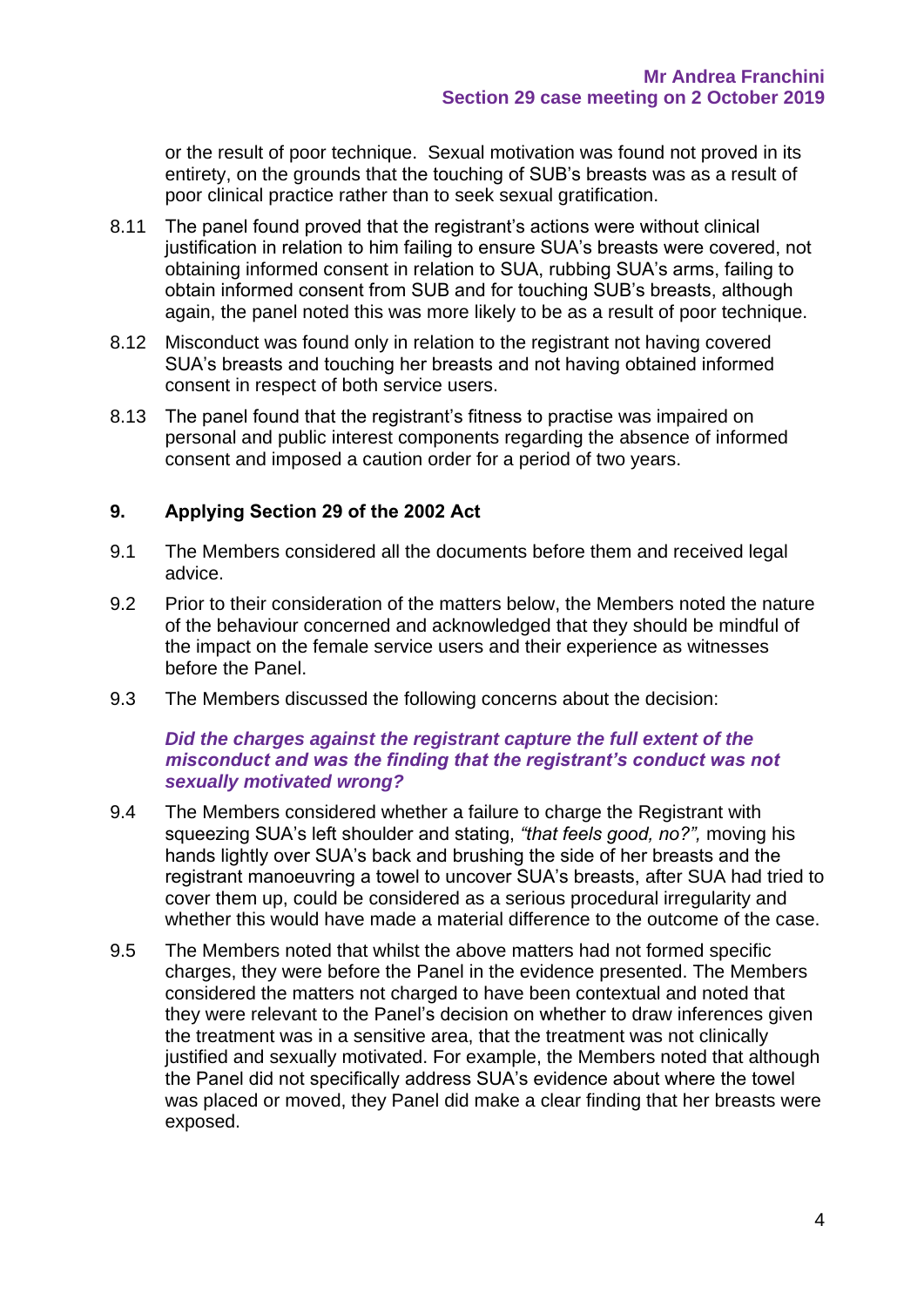or the result of poor technique. Sexual motivation was found not proved in its entirety, on the grounds that the touching of SUB's breasts was as a result of poor clinical practice rather than to seek sexual gratification.

8.11 The panel found proved that the registrant's actions were without clinical justification in relation to him failing to ensure SUA's breasts were covered, not obtaining informed consent in relation to SUA, rubbing SUA's arms, failing to obtain informed consent from SUB and for touching SUB's breasts, although again, the panel noted this was more likely to be as a result of poor technique.

8.12 Misconduct was found only in relation to the registrant not having covered SUA's breasts and touching her breasts and not having obtained informed consent in respect of both service users.

8.13 The panel found that the registrant's fitness to practise was impaired on personal and public interest components regarding the absence of informed consent and imposed a caution order for a period of two years.

## 9. Applying Section 29 of the 2002 Act

9.1 The Members considered all the documents before them and received legal advice.

9.2 Prior to their consideration of the matters below, the Members noted the nature of the behaviour concerned and acknowledged that they should be mindful of the impact on the female service users and their experience as witnesses before the Panel.

9.3 The Members discussed the following concerns about the decision:

***Did the charges against the registrant capture the full extent of the misconduct and was the finding that the registrant's conduct was not sexually motivated wrong?***

9.4 The Members considered whether a failure to charge the Registrant with squeezing SUA's left shoulder and stating, *"that feels good, no?",* moving his hands lightly over SUA's back and brushing the side of her breasts and the registrant manoeuvring a towel to uncover SUA's breasts, after SUA had tried to cover them up, could be considered as a serious procedural irregularity and whether this would have made a material difference to the outcome of the case.

9.5 The Members noted that whilst the above matters had not formed specific charges, they were before the Panel in the evidence presented. The Members considered the matters not charged to have been contextual and noted that they were relevant to the Panel's decision on whether to draw inferences given the treatment was in a sensitive area, that the treatment was not clinically justified and sexually motivated. For example, the Members noted that although the Panel did not specifically address SUA's evidence about where the towel was placed or moved, they Panel did make a clear finding that her breasts were exposed.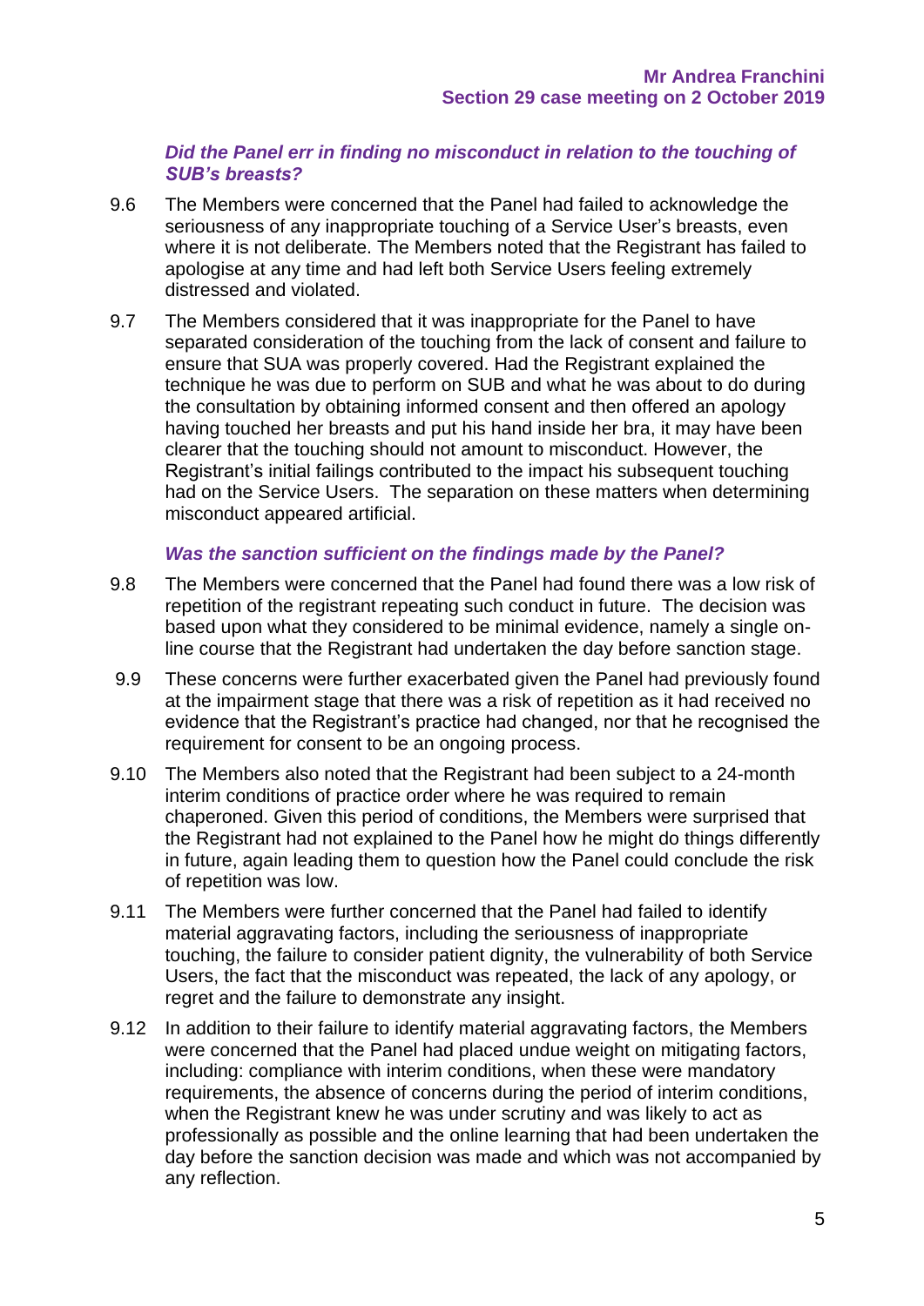***Did the Panel err in finding no misconduct in relation to the touching of SUB's breasts?***

9.6 The Members were concerned that the Panel had failed to acknowledge the seriousness of any inappropriate touching of a Service User's breasts, even where it is not deliberate. The Members noted that the Registrant has failed to apologise at any time and had left both Service Users feeling extremely distressed and violated.

9.7 The Members considered that it was inappropriate for the Panel to have separated consideration of the touching from the lack of consent and failure to ensure that SUA was properly covered. Had the Registrant explained the technique he was due to perform on SUB and what he was about to do during the consultation by obtaining informed consent and then offered an apology having touched her breasts and put his hand inside her bra, it may have been clearer that the touching should not amount to misconduct. However, the Registrant's initial failings contributed to the impact his subsequent touching had on the Service Users. The separation on these matters when determining misconduct appeared artificial.

***Was the sanction sufficient on the findings made by the Panel?***

9.8 The Members were concerned that the Panel had found there was a low risk of repetition of the registrant repeating such conduct in future. The decision was based upon what they considered to be minimal evidence, namely a single on-line course that the Registrant had undertaken the day before sanction stage.

9.9 These concerns were further exacerbated given the Panel had previously found at the impairment stage that there was a risk of repetition as it had received no evidence that the Registrant's practice had changed, nor that he recognised the requirement for consent to be an ongoing process.

9.10 The Members also noted that the Registrant had been subject to a 24-month interim conditions of practice order where he was required to remain chaperoned. Given this period of conditions, the Members were surprised that the Registrant had not explained to the Panel how he might do things differently in future, again leading them to question how the Panel could conclude the risk of repetition was low.

9.11 The Members were further concerned that the Panel had failed to identify material aggravating factors, including the seriousness of inappropriate touching, the failure to consider patient dignity, the vulnerability of both Service Users, the fact that the misconduct was repeated, the lack of any apology, or regret and the failure to demonstrate any insight.

9.12 In addition to their failure to identify material aggravating factors, the Members were concerned that the Panel had placed undue weight on mitigating factors, including: compliance with interim conditions, when these were mandatory requirements, the absence of concerns during the period of interim conditions, when the Registrant knew he was under scrutiny and was likely to act as professionally as possible and the online learning that had been undertaken the day before the sanction decision was made and which was not accompanied by any reflection.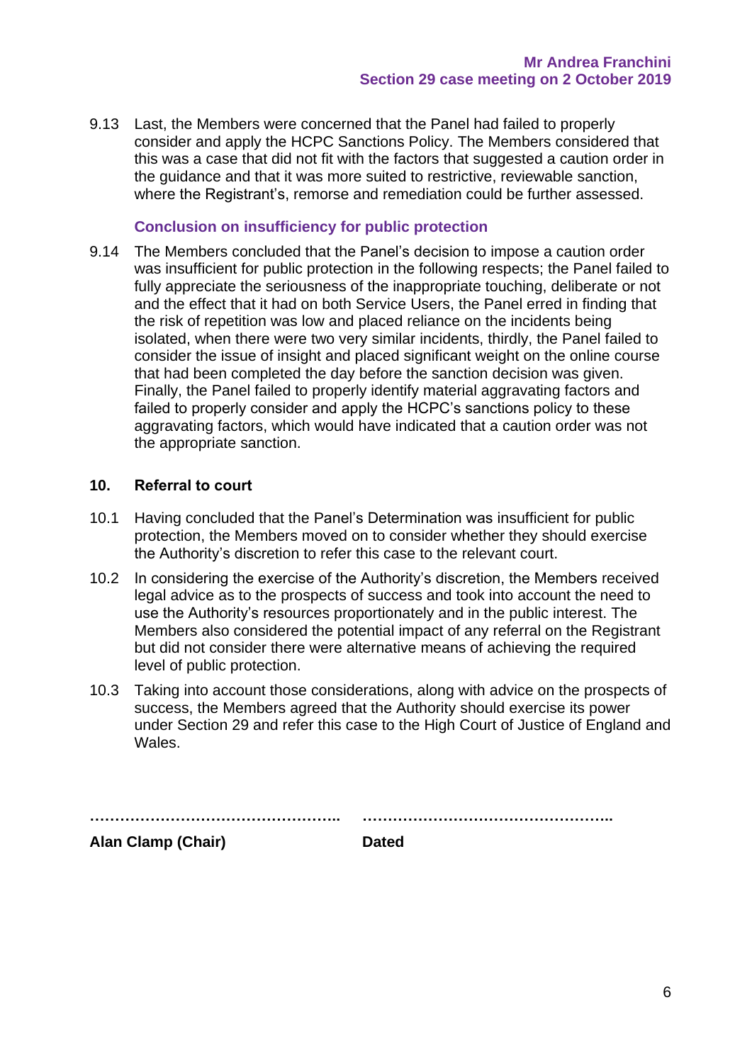9.13 Last, the Members were concerned that the Panel had failed to properly consider and apply the HCPC Sanctions Policy. The Members considered that this was a case that did not fit with the factors that suggested a caution order in the guidance and that it was more suited to restrictive, reviewable sanction, where the Registrant's, remorse and remediation could be further assessed.

### Conclusion on insufficiency for public protection

9.14 The Members concluded that the Panel's decision to impose a caution order was insufficient for public protection in the following respects; the Panel failed to fully appreciate the seriousness of the inappropriate touching, deliberate or not and the effect that it had on both Service Users, the Panel erred in finding that the risk of repetition was low and placed reliance on the incidents being isolated, when there were two very similar incidents, thirdly, the Panel failed to consider the issue of insight and placed significant weight on the online course that had been completed the day before the sanction decision was given. Finally, the Panel failed to properly identify material aggravating factors and failed to properly consider and apply the HCPC's sanctions policy to these aggravating factors, which would have indicated that a caution order was not the appropriate sanction.

## 10. Referral to court

10.1 Having concluded that the Panel's Determination was insufficient for public protection, the Members moved on to consider whether they should exercise the Authority's discretion to refer this case to the relevant court.

10.2 In considering the exercise of the Authority's discretion, the Members received legal advice as to the prospects of success and took into account the need to use the Authority's resources proportionately and in the public interest. The Members also considered the potential impact of any referral on the Registrant but did not consider there were alternative means of achieving the required level of public protection.

10.3 Taking into account those considerations, along with advice on the prospects of success, the Members agreed that the Authority should exercise its power under Section 29 and refer this case to the High Court of Justice of England and Wales.

……………………………………………..    ……………………………………………..

**Alan Clamp (Chair)**    **Dated**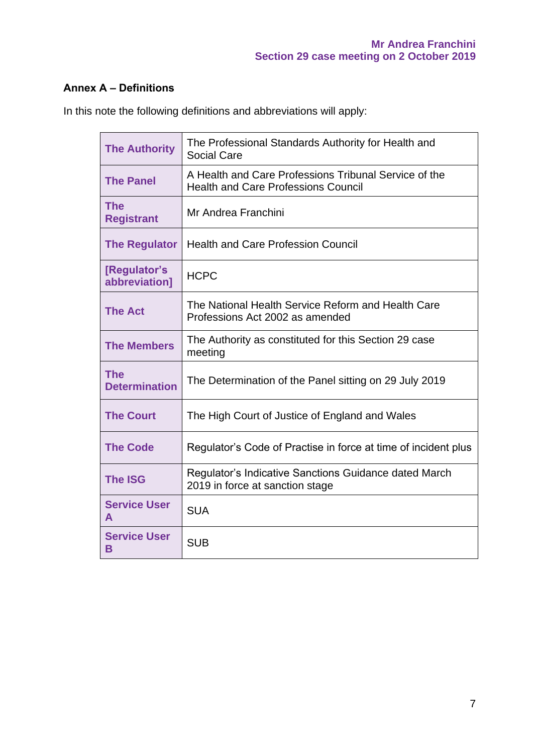**Annex A – Definitions**

In this note the following definitions and abbreviations will apply:

| | |
|---|---|
| **The Authority** | The Professional Standards Authority for Health and Social Care |
| **The Panel** | A Health and Care Professions Tribunal Service of the Health and Care Professions Council |
| **The Registrant** | Mr Andrea Franchini |
| **The Regulator** | Health and Care Profession Council |
| **[Regulator's abbreviation]** | HCPC |
| **The Act** | The National Health Service Reform and Health Care Professions Act 2002 as amended |
| **The Members** | The Authority as constituted for this Section 29 case meeting |
| **The Determination** | The Determination of the Panel sitting on 29 July 2019 |
| **The Court** | The High Court of Justice of England and Wales |
| **The Code** | Regulator's Code of Practise in force at time of incident plus |
| **The ISG** | Regulator's Indicative Sanctions Guidance dated March 2019 in force at sanction stage |
| **Service User A** | SUA |
| **Service User B** | SUB |